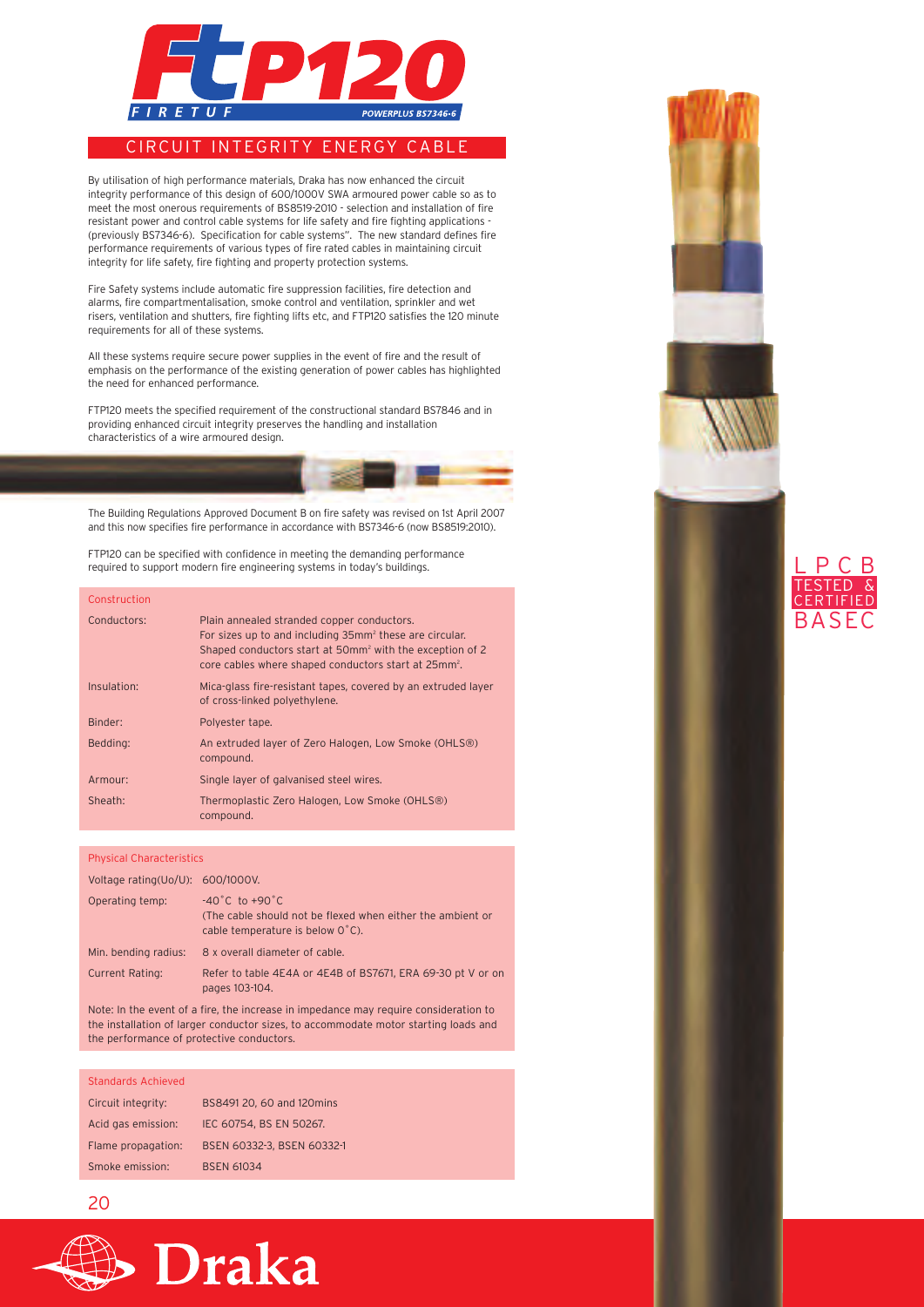# FTP120

FIRETUF

POWERPLUS BS7346-6

## CIRCUIT INTEGRITY ENERGY CABLE

By utilisation of high performance materials, Draka has now enhanced the circuit integrity performance of this design of 600/1000V SWA armoured power cable so as to meet the most onerous requirements of BS8519-2010 - selection and installation of fire resistant power and control cable systems for life safety and fire fighting applications - (previously BS7346-6). Specification for cable systems". The new standard defines fire performance requirements of various types of fire rated cables in maintaining circuit integrity for life safety, fire fighting and property protection systems.

Fire Safety systems include automatic fire suppression facilities, fire detection and alarms, fire compartmentalisation, smoke control and ventilation, sprinkler and wet risers, ventilation and shutters, fire fighting lifts etc, and FTP120 satisfies the 120 minute requirements for all of these systems.

All these systems require secure power supplies in the event of fire and the result of emphasis on the performance of the existing generation of power cables has highlighted the need for enhanced performance.

FTP120 meets the specified requirement of the constructional standard BS7846 and in providing enhanced circuit integrity preserves the handling and installation characteristics of a wire armoured design.

The Building Regulations Approved Document B on fire safety was revised on 1st April 2007 and this now specifies fire performance in accordance with BS7346-6 (now BS8519:2010).

FTP120 can be specified with confidence in meeting the demanding performance required to support modern fire engineering systems in today's buildings.

| Construction | |
|---|---|
| Conductors: | Plain annealed stranded copper conductors. For sizes up to and including 35mm² these are circular. Shaped conductors start at 50mm² with the exception of 2 core cables where shaped conductors start at 25mm². |
| Insulation: | Mica-glass fire-resistant tapes, covered by an extruded layer of cross-linked polyethylene. |
| Binder: | Polyester tape. |
| Bedding: | An extruded layer of Zero Halogen, Low Smoke (OHLS®) compound. |
| Armour: | Single layer of galvanised steel wires. |
| Sheath: | Thermoplastic Zero Halogen, Low Smoke (OHLS®) compound. |

| Physical Characteristics | |
|---|---|
| Voltage rating(Uo/U): | 600/1000V. |
| Operating temp: | -40˚C to +90˚C (The cable should not be flexed when either the ambient or cable temperature is below 0˚C). |
| Min. bending radius: | 8 x overall diameter of cable. |
| Current Rating: | Refer to table 4E4A or 4E4B of BS7671, ERA 69-30 pt V or on pages 103-104. |

Note: In the event of a fire, the increase in impedance may require consideration to the installation of larger conductor sizes, to accommodate motor starting loads and the performance of protective conductors.

| Standards Achieved | |
|---|---|
| Circuit integrity: | BS8491 20, 60 and 120mins |
| Acid gas emission: | IEC 60754, BS EN 50267. |
| Flame propagation: | BSEN 60332-3, BSEN 60332-1 |
| Smoke emission: | BSEN 61034 |

LPCB TESTED & CERTIFIED BASEC

Draka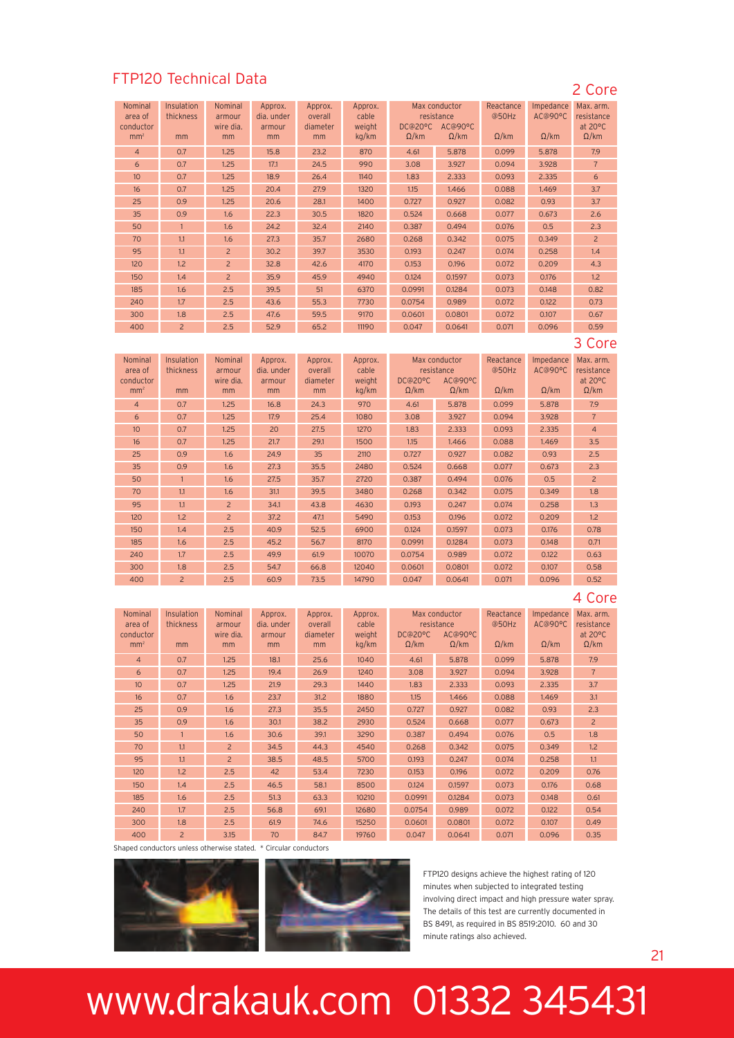## FTP120 Technical Data

### 2 Core

| Nominal area of conductor mm² | Insulation thickness mm | Nominal armour wire dia. mm | Approx. dia. under armour mm | Approx. overall diameter mm | Approx. cable weight kg/km | Max conductor resistance DC@20°C Ω/km | Max conductor resistance AC@90°C Ω/km | Reactance @50Hz Ω/km | Impedance AC@90°C Ω/km | Max. arm. resistance at 20°C Ω/km |
|---|---|---|---|---|---|---|---|---|---|---|
| 4 | 0.7 | 1.25 | 15.8 | 23.2 | 870 | 4.61 | 5.878 | 0.099 | 5.878 | 7.9 |
| 6 | 0.7 | 1.25 | 17.1 | 24.5 | 990 | 3.08 | 3.927 | 0.094 | 3.928 | 7 |
| 10 | 0.7 | 1.25 | 18.9 | 26.4 | 1140 | 1.83 | 2.333 | 0.093 | 2.335 | 6 |
| 16 | 0.7 | 1.25 | 20.4 | 27.9 | 1320 | 1.15 | 1.466 | 0.088 | 1.469 | 3.7 |
| 25 | 0.9 | 1.25 | 20.6 | 28.1 | 1400 | 0.727 | 0.927 | 0.082 | 0.93 | 3.7 |
| 35 | 0.9 | 1.6 | 22.3 | 30.5 | 1820 | 0.524 | 0.668 | 0.077 | 0.673 | 2.6 |
| 50 | 1 | 1.6 | 24.2 | 32.4 | 2140 | 0.387 | 0.494 | 0.076 | 0.5 | 2.3 |
| 70 | 1.1 | 1.6 | 27.3 | 35.7 | 2680 | 0.268 | 0.342 | 0.075 | 0.349 | 2 |
| 95 | 1.1 | 2 | 30.2 | 39.7 | 3530 | 0.193 | 0.247 | 0.074 | 0.258 | 1.4 |
| 120 | 1.2 | 2 | 32.8 | 42.6 | 4170 | 0.153 | 0.196 | 0.072 | 0.209 | 4.3 |
| 150 | 1.4 | 2 | 35.9 | 45.9 | 4940 | 0.124 | 0.1597 | 0.073 | 0.176 | 1.2 |
| 185 | 1.6 | 2.5 | 39.5 | 51 | 6370 | 0.0991 | 0.1284 | 0.073 | 0.148 | 0.82 |
| 240 | 1.7 | 2.5 | 43.6 | 55.3 | 7730 | 0.0754 | 0.989 | 0.072 | 0.122 | 0.73 |
| 300 | 1.8 | 2.5 | 47.6 | 59.5 | 9170 | 0.0601 | 0.0801 | 0.072 | 0.107 | 0.67 |
| 400 | 2 | 2.5 | 52.9 | 65.2 | 11190 | 0.047 | 0.0641 | 0.071 | 0.096 | 0.59 |

### 3 Core

| Nominal area of conductor mm² | Insulation thickness mm | Nominal armour wire dia. mm | Approx. dia. under armour mm | Approx. overall diameter mm | Approx. cable weight kg/km | Max conductor resistance DC@20°C Ω/km | Max conductor resistance AC@90°C Ω/km | Reactance @50Hz Ω/km | Impedance AC@90°C Ω/km | Max. arm. resistance at 20°C Ω/km |
|---|---|---|---|---|---|---|---|---|---|---|
| 4 | 0.7 | 1.25 | 16.8 | 24.3 | 970 | 4.61 | 5.878 | 0.099 | 5.878 | 7.9 |
| 6 | 0.7 | 1.25 | 17.9 | 25.4 | 1080 | 3.08 | 3.927 | 0.094 | 3.928 | 7 |
| 10 | 0.7 | 1.25 | 20 | 27.5 | 1270 | 1.83 | 2.333 | 0.093 | 2.335 | 4 |
| 16 | 0.7 | 1.25 | 21.7 | 29.1 | 1500 | 1.15 | 1.466 | 0.088 | 1.469 | 3.5 |
| 25 | 0.9 | 1.6 | 24.9 | 35 | 2110 | 0.727 | 0.927 | 0.082 | 0.93 | 2.5 |
| 35 | 0.9 | 1.6 | 27.3 | 35.5 | 2480 | 0.524 | 0.668 | 0.077 | 0.673 | 2.3 |
| 50 | 1 | 1.6 | 27.5 | 35.7 | 2720 | 0.387 | 0.494 | 0.076 | 0.5 | 2 |
| 70 | 1.1 | 1.6 | 31.1 | 39.5 | 3480 | 0.268 | 0.342 | 0.075 | 0.349 | 1.8 |
| 95 | 1.1 | 2 | 34.1 | 43.8 | 4630 | 0.193 | 0.247 | 0.074 | 0.258 | 1.3 |
| 120 | 1.2 | 2 | 37.2 | 47.1 | 5490 | 0.153 | 0.196 | 0.072 | 0.209 | 1.2 |
| 150 | 1.4 | 2.5 | 40.9 | 52.5 | 6900 | 0.124 | 0.1597 | 0.073 | 0.176 | 0.78 |
| 185 | 1.6 | 2.5 | 45.2 | 56.7 | 8170 | 0.0991 | 0.1284 | 0.073 | 0.148 | 0.71 |
| 240 | 1.7 | 2.5 | 49.9 | 61.9 | 10070 | 0.0754 | 0.989 | 0.072 | 0.122 | 0.63 |
| 300 | 1.8 | 2.5 | 54.7 | 66.8 | 12040 | 0.0601 | 0.0801 | 0.072 | 0.107 | 0.58 |
| 400 | 2 | 2.5 | 60.9 | 73.5 | 14790 | 0.047 | 0.0641 | 0.071 | 0.096 | 0.52 |

### 4 Core

| Nominal area of conductor mm² | Insulation thickness mm | Nominal armour wire dia. mm | Approx. dia. under armour mm | Approx. overall diameter mm | Approx. cable weight kg/km | Max conductor resistance DC@20°C Ω/km | Max conductor resistance AC@90°C Ω/km | Reactance @50Hz Ω/km | Impedance AC@90°C Ω/km | Max. arm. resistance at 20°C Ω/km |
|---|---|---|---|---|---|---|---|---|---|---|
| 4 | 0.7 | 1.25 | 18.1 | 25.6 | 1040 | 4.61 | 5.878 | 0.099 | 5.878 | 7.9 |
| 6 | 0.7 | 1.25 | 19.4 | 26.9 | 1240 | 3.08 | 3.927 | 0.094 | 3.928 | 7 |
| 10 | 0.7 | 1.25 | 21.9 | 29.3 | 1440 | 1.83 | 2.333 | 0.093 | 2.335 | 3.7 |
| 16 | 0.7 | 1.6 | 23.7 | 31.2 | 1880 | 1.15 | 1.466 | 0.088 | 1.469 | 3.1 |
| 25 | 0.9 | 1.6 | 27.3 | 35.5 | 2450 | 0.727 | 0.927 | 0.082 | 0.93 | 2.3 |
| 35 | 0.9 | 1.6 | 30.1 | 38.2 | 2930 | 0.524 | 0.668 | 0.077 | 0.673 | 2 |
| 50 | 1 | 1.6 | 30.6 | 39.1 | 3290 | 0.387 | 0.494 | 0.076 | 0.5 | 1.8 |
| 70 | 1.1 | 2 | 34.5 | 44.3 | 4540 | 0.268 | 0.342 | 0.075 | 0.349 | 1.2 |
| 95 | 1.1 | 2 | 38.5 | 48.5 | 5700 | 0.193 | 0.247 | 0.074 | 0.258 | 1.1 |
| 120 | 1.2 | 2.5 | 42 | 53.4 | 7230 | 0.153 | 0.196 | 0.072 | 0.209 | 0.76 |
| 150 | 1.4 | 2.5 | 46.5 | 58.1 | 8500 | 0.124 | 0.1597 | 0.073 | 0.176 | 0.68 |
| 185 | 1.6 | 2.5 | 51.3 | 63.3 | 10210 | 0.0991 | 0.1284 | 0.073 | 0.148 | 0.61 |
| 240 | 1.7 | 2.5 | 56.8 | 69.1 | 12680 | 0.0754 | 0.989 | 0.072 | 0.122 | 0.54 |
| 300 | 1.8 | 2.5 | 61.9 | 74.6 | 15250 | 0.0601 | 0.0801 | 0.072 | 0.107 | 0.49 |
| 400 | 2 | 3.15 | 70 | 84.7 | 19760 | 0.047 | 0.0641 | 0.071 | 0.096 | 0.35 |

Shaped conductors unless otherwise stated. * Circular conductors

FTP120 designs achieve the highest rating of 120 minutes when subjected to integrated testing involving direct impact and high pressure water spray. The details of this test are currently documented in BS 8491, as required in BS 8519:2010. 60 and 30 minute ratings also achieved.

www.drakauk.com 01332 345431